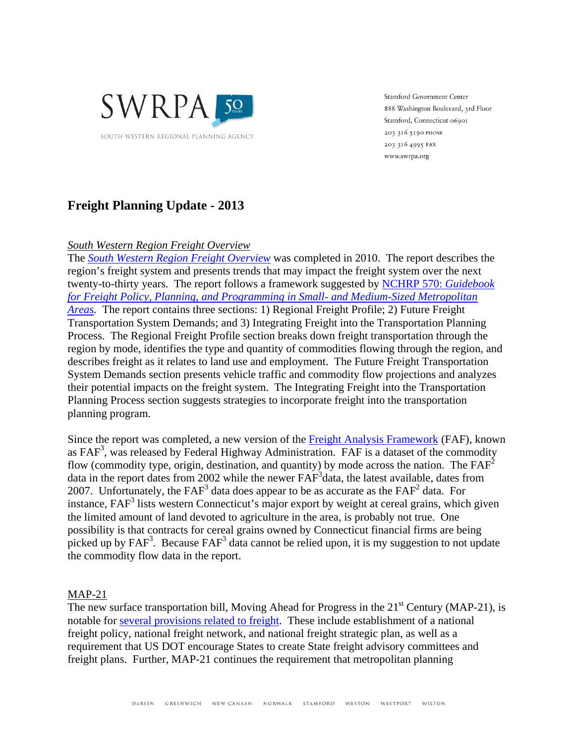SWRPA

SOUTH WESTERN REGIONAL PLANNING AGENCY

Stamford Government Center
888 Washington Boulevard, 3rd Floor
Stamford, Connecticut 06901
203 316 5190 PHONE
203 316 4995 FAX
www.swrpa.org

# Freight Planning Update - 2013

## *South Western Region Freight Overview*

The *South Western Region Freight Overview* was completed in 2010. The report describes the region's freight system and presents trends that may impact the freight system over the next twenty-to-thirty years. The report follows a framework suggested by NCHRP 570: *Guidebook for Freight Policy, Planning, and Programming in Small- and Medium-Sized Metropolitan Areas*. The report contains three sections: 1) Regional Freight Profile; 2) Future Freight Transportation System Demands; and 3) Integrating Freight into the Transportation Planning Process. The Regional Freight Profile section breaks down freight transportation through the region by mode, identifies the type and quantity of commodities flowing through the region, and describes freight as it relates to land use and employment. The Future Freight Transportation System Demands section presents vehicle traffic and commodity flow projections and analyzes their potential impacts on the freight system. The Integrating Freight into the Transportation Planning Process section suggests strategies to incorporate freight into the transportation planning program.

Since the report was completed, a new version of the Freight Analysis Framework (FAF), known as $FAF^3$, was released by Federal Highway Administration. FAF is a dataset of the commodity flow (commodity type, origin, destination, and quantity) by mode across the nation. The $FAF^2$ data in the report dates from 2002 while the newer $FAF^3$ data, the latest available, dates from 2007. Unfortunately, the $FAF^3$ data does appear to be as accurate as the $FAF^2$ data. For instance, $FAF^3$ lists western Connecticut's major export by weight at cereal grains, which given the limited amount of land devoted to agriculture in the area, is probably not true. One possibility is that contracts for cereal grains owned by Connecticut financial firms are being picked up by $FAF^3$. Because $FAF^3$ data cannot be relied upon, it is my suggestion to not update the commodity flow data in the report.

## MAP-21

The new surface transportation bill, Moving Ahead for Progress in the 21st Century (MAP-21), is notable for several provisions related to freight. These include establishment of a national freight policy, national freight network, and national freight strategic plan, as well as a requirement that US DOT encourage States to create State freight advisory committees and freight plans. Further, MAP-21 continues the requirement that metropolitan planning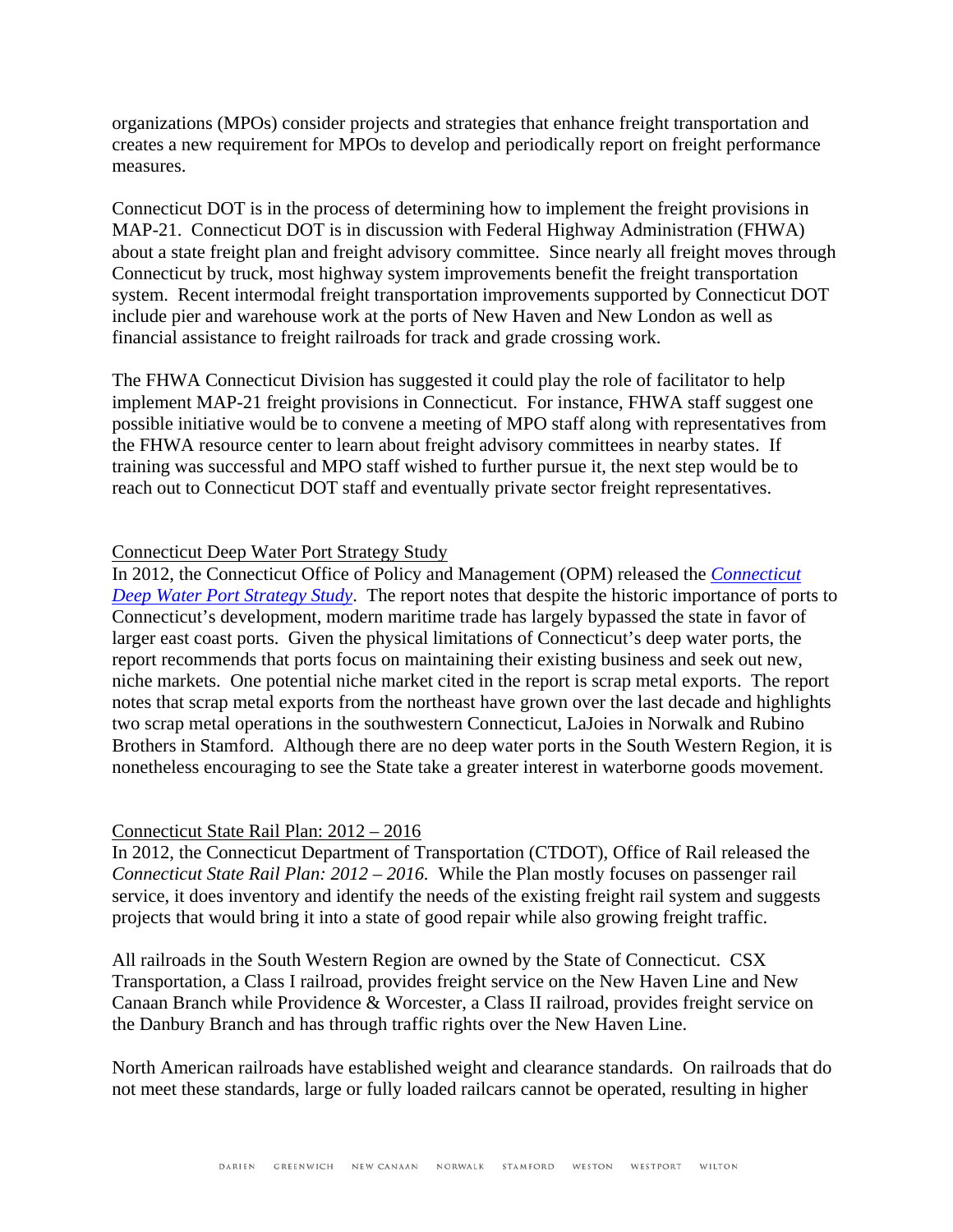organizations (MPOs) consider projects and strategies that enhance freight transportation and creates a new requirement for MPOs to develop and periodically report on freight performance measures.

Connecticut DOT is in the process of determining how to implement the freight provisions in MAP-21. Connecticut DOT is in discussion with Federal Highway Administration (FHWA) about a state freight plan and freight advisory committee. Since nearly all freight moves through Connecticut by truck, most highway system improvements benefit the freight transportation system. Recent intermodal freight transportation improvements supported by Connecticut DOT include pier and warehouse work at the ports of New Haven and New London as well as financial assistance to freight railroads for track and grade crossing work.

The FHWA Connecticut Division has suggested it could play the role of facilitator to help implement MAP-21 freight provisions in Connecticut. For instance, FHWA staff suggest one possible initiative would be to convene a meeting of MPO staff along with representatives from the FHWA resource center to learn about freight advisory committees in nearby states. If training was successful and MPO staff wished to further pursue it, the next step would be to reach out to Connecticut DOT staff and eventually private sector freight representatives.

Connecticut Deep Water Port Strategy Study

In 2012, the Connecticut Office of Policy and Management (OPM) released the *Connecticut Deep Water Port Strategy Study*. The report notes that despite the historic importance of ports to Connecticut's development, modern maritime trade has largely bypassed the state in favor of larger east coast ports. Given the physical limitations of Connecticut's deep water ports, the report recommends that ports focus on maintaining their existing business and seek out new, niche markets. One potential niche market cited in the report is scrap metal exports. The report notes that scrap metal exports from the northeast have grown over the last decade and highlights two scrap metal operations in the southwestern Connecticut, LaJoies in Norwalk and Rubino Brothers in Stamford. Although there are no deep water ports in the South Western Region, it is nonetheless encouraging to see the State take a greater interest in waterborne goods movement.

Connecticut State Rail Plan: 2012 – 2016

In 2012, the Connecticut Department of Transportation (CTDOT), Office of Rail released the *Connecticut State Rail Plan: 2012 – 2016.* While the Plan mostly focuses on passenger rail service, it does inventory and identify the needs of the existing freight rail system and suggests projects that would bring it into a state of good repair while also growing freight traffic.

All railroads in the South Western Region are owned by the State of Connecticut. CSX Transportation, a Class I railroad, provides freight service on the New Haven Line and New Canaan Branch while Providence & Worcester, a Class II railroad, provides freight service on the Danbury Branch and has through traffic rights over the New Haven Line.

North American railroads have established weight and clearance standards. On railroads that do not meet these standards, large or fully loaded railcars cannot be operated, resulting in higher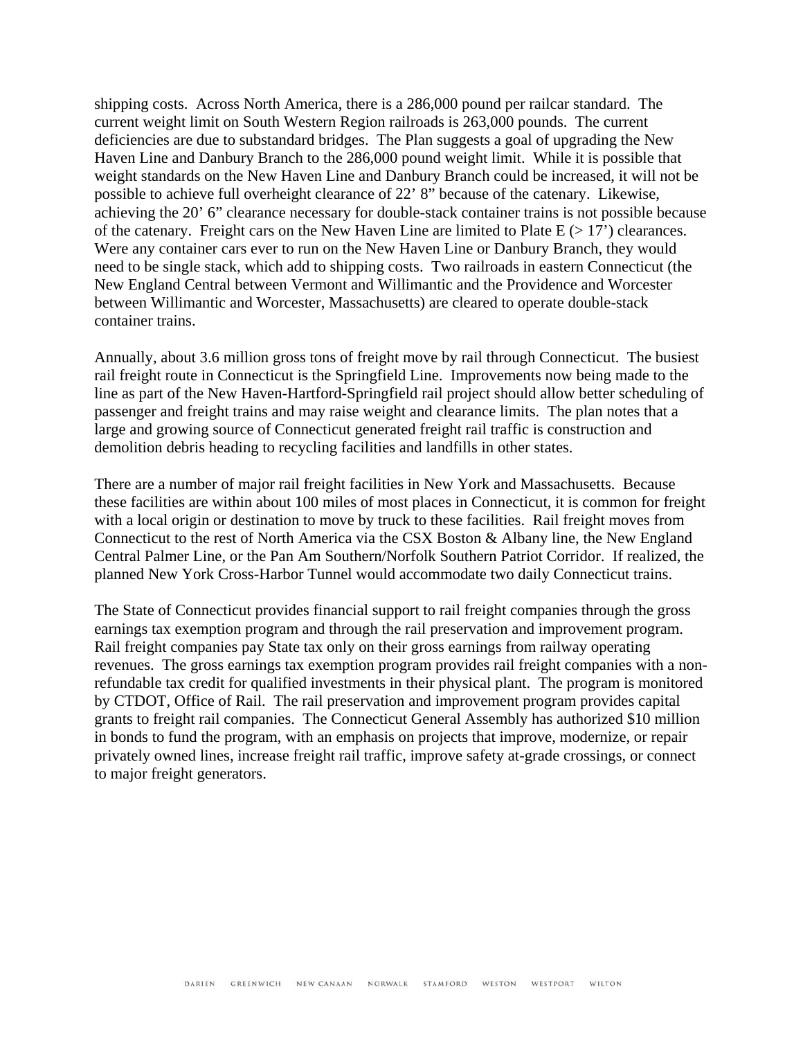shipping costs. Across North America, there is a 286,000 pound per railcar standard. The current weight limit on South Western Region railroads is 263,000 pounds. The current deficiencies are due to substandard bridges. The Plan suggests a goal of upgrading the New Haven Line and Danbury Branch to the 286,000 pound weight limit. While it is possible that weight standards on the New Haven Line and Danbury Branch could be increased, it will not be possible to achieve full overheight clearance of 22' 8" because of the catenary. Likewise, achieving the 20' 6" clearance necessary for double-stack container trains is not possible because of the catenary. Freight cars on the New Haven Line are limited to Plate E (> 17') clearances. Were any container cars ever to run on the New Haven Line or Danbury Branch, they would need to be single stack, which add to shipping costs. Two railroads in eastern Connecticut (the New England Central between Vermont and Willimantic and the Providence and Worcester between Willimantic and Worcester, Massachusetts) are cleared to operate double-stack container trains.

Annually, about 3.6 million gross tons of freight move by rail through Connecticut. The busiest rail freight route in Connecticut is the Springfield Line. Improvements now being made to the line as part of the New Haven-Hartford-Springfield rail project should allow better scheduling of passenger and freight trains and may raise weight and clearance limits. The plan notes that a large and growing source of Connecticut generated freight rail traffic is construction and demolition debris heading to recycling facilities and landfills in other states.

There are a number of major rail freight facilities in New York and Massachusetts. Because these facilities are within about 100 miles of most places in Connecticut, it is common for freight with a local origin or destination to move by truck to these facilities. Rail freight moves from Connecticut to the rest of North America via the CSX Boston & Albany line, the New England Central Palmer Line, or the Pan Am Southern/Norfolk Southern Patriot Corridor. If realized, the planned New York Cross-Harbor Tunnel would accommodate two daily Connecticut trains.

The State of Connecticut provides financial support to rail freight companies through the gross earnings tax exemption program and through the rail preservation and improvement program. Rail freight companies pay State tax only on their gross earnings from railway operating revenues. The gross earnings tax exemption program provides rail freight companies with a non-refundable tax credit for qualified investments in their physical plant. The program is monitored by CTDOT, Office of Rail. The rail preservation and improvement program provides capital grants to freight rail companies. The Connecticut General Assembly has authorized $10 million in bonds to fund the program, with an emphasis on projects that improve, modernize, or repair privately owned lines, increase freight rail traffic, improve safety at-grade crossings, or connect to major freight generators.